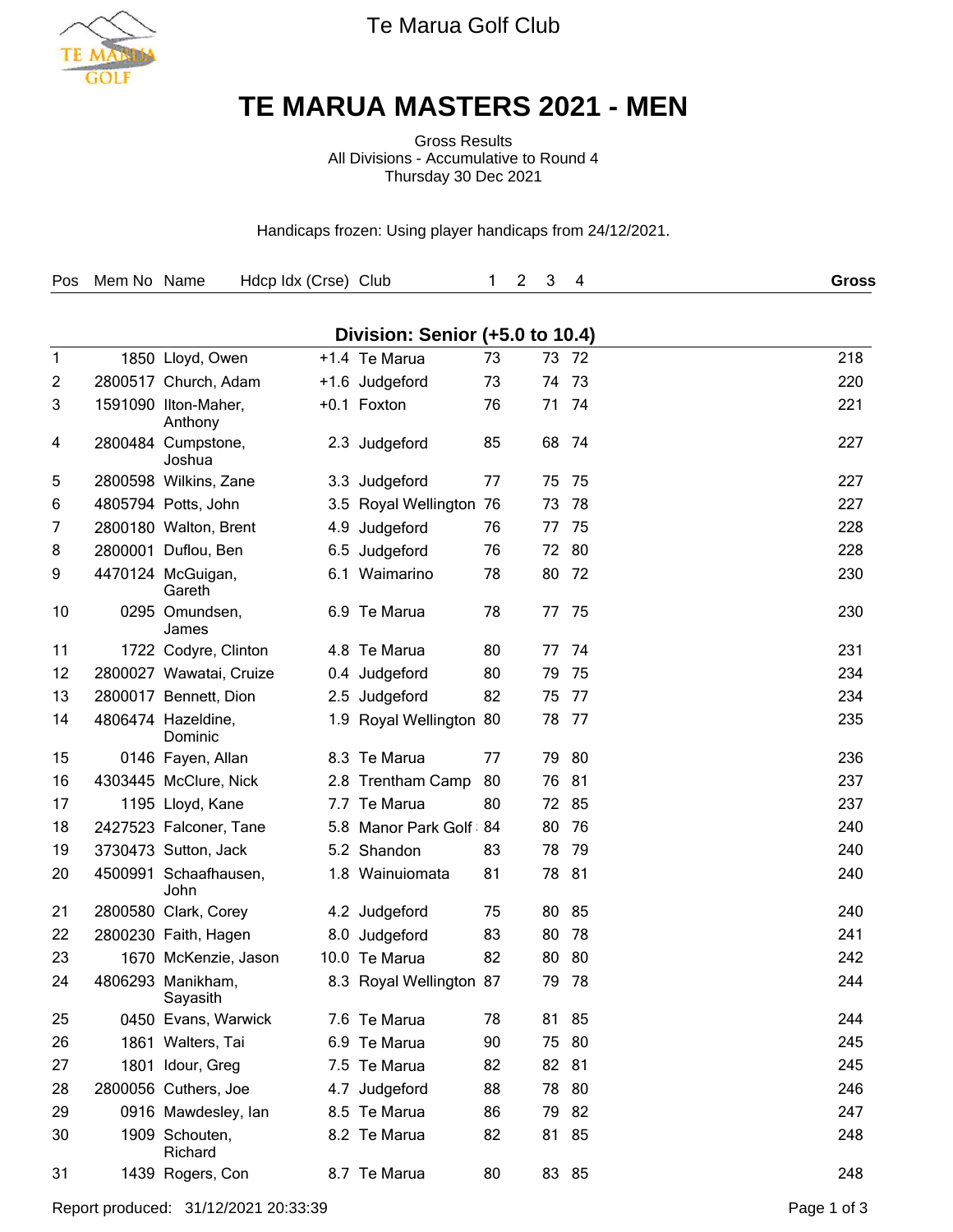Te Marua Golf Club

# TE MARUA MASTERS 2021 - MEN

Gross Results
All Divisions - Accumulative to Round 4
Thursday 30 Dec 2021

Handicaps frozen: Using player handicaps from 24/12/2021.

| Pos | Mem No | Name | Hdcp Idx (Crse) | Club | 1 | 2 | 3 | 4 | **Gross** |
|---|---|---|---|---|---|---|---|---|---|
| | | **Division: Senior (+5.0 to 10.4)** | | | | | | | |
| 1 | 1850 | Lloyd, Owen | +1.4 | Te Marua | 73 | | 73 | 72 | 218 |
| 2 | 2800517 | Church, Adam | +1.6 | Judgeford | 73 | | 74 | 73 | 220 |
| 3 | 1591090 | Ilton-Maher, Anthony | +0.1 | Foxton | 76 | | 71 | 74 | 221 |
| 4 | 2800484 | Cumpstone, Joshua | 2.3 | Judgeford | 85 | | 68 | 74 | 227 |
| 5 | 2800598 | Wilkins, Zane | 3.3 | Judgeford | 77 | | 75 | 75 | 227 |
| 6 | 4805794 | Potts, John | 3.5 | Royal Wellington | 76 | | 73 | 78 | 227 |
| 7 | 2800180 | Walton, Brent | 4.9 | Judgeford | 76 | | 77 | 75 | 228 |
| 8 | 2800001 | Duflou, Ben | 6.5 | Judgeford | 76 | | 72 | 80 | 228 |
| 9 | 4470124 | McGuigan, Gareth | 6.1 | Waimarino | 78 | | 80 | 72 | 230 |
| 10 | 0295 | Omundsen, James | 6.9 | Te Marua | 78 | | 77 | 75 | 230 |
| 11 | 1722 | Codyre, Clinton | 4.8 | Te Marua | 80 | | 77 | 74 | 231 |
| 12 | 2800027 | Wawatai, Cruize | 0.4 | Judgeford | 80 | | 79 | 75 | 234 |
| 13 | 2800017 | Bennett, Dion | 2.5 | Judgeford | 82 | | 75 | 77 | 234 |
| 14 | 4806474 | Hazeldine, Dominic | 1.9 | Royal Wellington | 80 | | 78 | 77 | 235 |
| 15 | 0146 | Fayen, Allan | 8.3 | Te Marua | 77 | | 79 | 80 | 236 |
| 16 | 4303445 | McClure, Nick | 2.8 | Trentham Camp | 80 | | 76 | 81 | 237 |
| 17 | 1195 | Lloyd, Kane | 7.7 | Te Marua | 80 | | 72 | 85 | 237 |
| 18 | 2427523 | Falconer, Tane | 5.8 | Manor Park Golf | 84 | | 80 | 76 | 240 |
| 19 | 3730473 | Sutton, Jack | 5.2 | Shandon | 83 | | 78 | 79 | 240 |
| 20 | 4500991 | Schaafhausen, John | 1.8 | Wainuiomata | 81 | | 78 | 81 | 240 |
| 21 | 2800580 | Clark, Corey | 4.2 | Judgeford | 75 | | 80 | 85 | 240 |
| 22 | 2800230 | Faith, Hagen | 8.0 | Judgeford | 83 | | 80 | 78 | 241 |
| 23 | 1670 | McKenzie, Jason | 10.0 | Te Marua | 82 | | 80 | 80 | 242 |
| 24 | 4806293 | Manikham, Sayasith | 8.3 | Royal Wellington | 87 | | 79 | 78 | 244 |
| 25 | 0450 | Evans, Warwick | 7.6 | Te Marua | 78 | | 81 | 85 | 244 |
| 26 | 1861 | Walters, Tai | 6.9 | Te Marua | 90 | | 75 | 80 | 245 |
| 27 | 1801 | Idour, Greg | 7.5 | Te Marua | 82 | | 82 | 81 | 245 |
| 28 | 2800056 | Cuthers, Joe | 4.7 | Judgeford | 88 | | 78 | 80 | 246 |
| 29 | 0916 | Mawdesley, Ian | 8.5 | Te Marua | 86 | | 79 | 82 | 247 |
| 30 | 1909 | Schouten, Richard | 8.2 | Te Marua | 82 | | 81 | 85 | 248 |
| 31 | 1439 | Rogers, Con | 8.7 | Te Marua | 80 | | 83 | 85 | 248 |

Report produced: 31/12/2021 20:33:39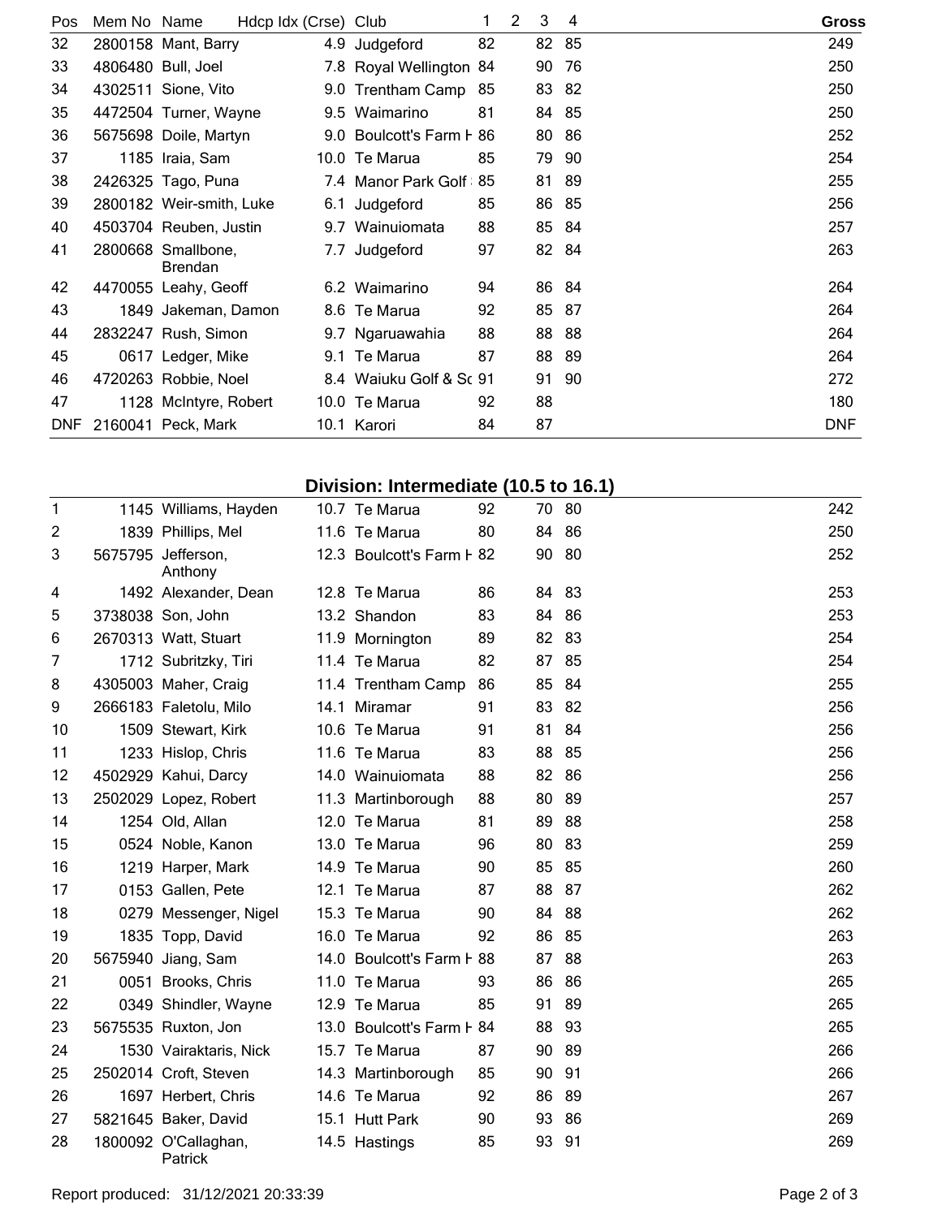| Pos | Mem No | Name | Hdcp Idx (Crse) | Club | 1 | 2 | 3 | 4 | Gross |
|---|---|---|---|---|---|---|---|---|---|
| 32 | 2800158 | Mant, Barry | 4.9 | Judgeford | 82 | | 82 | 85 | 249 |
| 33 | 4806480 | Bull, Joel | 7.8 | Royal Wellington | 84 | | 90 | 76 | 250 |
| 34 | 4302511 | Sione, Vito | 9.0 | Trentham Camp | 85 | | 83 | 82 | 250 |
| 35 | 4472504 | Turner, Wayne | 9.5 | Waimarino | 81 | | 84 | 85 | 250 |
| 36 | 5675698 | Doile, Martyn | 9.0 | Boulcott's Farm H | 86 | | 80 | 86 | 252 |
| 37 | 1185 | Iraia, Sam | 10.0 | Te Marua | 85 | | 79 | 90 | 254 |
| 38 | 2426325 | Tago, Puna | 7.4 | Manor Park Golf | 85 | | 81 | 89 | 255 |
| 39 | 2800182 | Weir-smith, Luke | 6.1 | Judgeford | 85 | | 86 | 85 | 256 |
| 40 | 4503704 | Reuben, Justin | 9.7 | Wainuiomata | 88 | | 85 | 84 | 257 |
| 41 | 2800668 | Smallbone, Brendan | 7.7 | Judgeford | 97 | | 82 | 84 | 263 |
| 42 | 4470055 | Leahy, Geoff | 6.2 | Waimarino | 94 | | 86 | 84 | 264 |
| 43 | 1849 | Jakeman, Damon | 8.6 | Te Marua | 92 | | 85 | 87 | 264 |
| 44 | 2832247 | Rush, Simon | 9.7 | Ngaruawahia | 88 | | 88 | 88 | 264 |
| 45 | 0617 | Ledger, Mike | 9.1 | Te Marua | 87 | | 88 | 89 | 264 |
| 46 | 4720263 | Robbie, Noel | 8.4 | Waiuku Golf & Sc | 91 | | 91 | 90 | 272 |
| 47 | 1128 | McIntyre, Robert | 10.0 | Te Marua | 92 | | 88 | | 180 |
| DNF | 2160041 | Peck, Mark | 10.1 | Karori | 84 | | 87 | | DNF |

## Division: Intermediate (10.5 to 16.1)

| Pos | Mem No | Name | Hdcp Idx (Crse) | Club | 1 | 2 | 3 | 4 | Gross |
|---|---|---|---|---|---|---|---|---|---|
| 1 | 1145 | Williams, Hayden | 10.7 | Te Marua | 92 | | 70 | 80 | 242 |
| 2 | 1839 | Phillips, Mel | 11.6 | Te Marua | 80 | | 84 | 86 | 250 |
| 3 | 5675795 | Jefferson, Anthony | 12.3 | Boulcott's Farm H | 82 | | 90 | 80 | 252 |
| 4 | 1492 | Alexander, Dean | 12.8 | Te Marua | 86 | | 84 | 83 | 253 |
| 5 | 3738038 | Son, John | 13.2 | Shandon | 83 | | 84 | 86 | 253 |
| 6 | 2670313 | Watt, Stuart | 11.9 | Mornington | 89 | | 82 | 83 | 254 |
| 7 | 1712 | Subritzky, Tiri | 11.4 | Te Marua | 82 | | 87 | 85 | 254 |
| 8 | 4305003 | Maher, Craig | 11.4 | Trentham Camp | 86 | | 85 | 84 | 255 |
| 9 | 2666183 | Faletolu, Milo | 14.1 | Miramar | 91 | | 83 | 82 | 256 |
| 10 | 1509 | Stewart, Kirk | 10.6 | Te Marua | 91 | | 81 | 84 | 256 |
| 11 | 1233 | Hislop, Chris | 11.6 | Te Marua | 83 | | 88 | 85 | 256 |
| 12 | 4502929 | Kahui, Darcy | 14.0 | Wainuiomata | 88 | | 82 | 86 | 256 |
| 13 | 2502029 | Lopez, Robert | 11.3 | Martinborough | 88 | | 80 | 89 | 257 |
| 14 | 1254 | Old, Allan | 12.0 | Te Marua | 81 | | 89 | 88 | 258 |
| 15 | 0524 | Noble, Kanon | 13.0 | Te Marua | 96 | | 80 | 83 | 259 |
| 16 | 1219 | Harper, Mark | 14.9 | Te Marua | 90 | | 85 | 85 | 260 |
| 17 | 0153 | Gallen, Pete | 12.1 | Te Marua | 87 | | 88 | 87 | 262 |
| 18 | 0279 | Messenger, Nigel | 15.3 | Te Marua | 90 | | 84 | 88 | 262 |
| 19 | 1835 | Topp, David | 16.0 | Te Marua | 92 | | 86 | 85 | 263 |
| 20 | 5675940 | Jiang, Sam | 14.0 | Boulcott's Farm H | 88 | | 87 | 88 | 263 |
| 21 | 0051 | Brooks, Chris | 11.0 | Te Marua | 93 | | 86 | 86 | 265 |
| 22 | 0349 | Shindler, Wayne | 12.9 | Te Marua | 85 | | 91 | 89 | 265 |
| 23 | 5675535 | Ruxton, Jon | 13.0 | Boulcott's Farm H | 84 | | 88 | 93 | 265 |
| 24 | 1530 | Vairaktaris, Nick | 15.7 | Te Marua | 87 | | 90 | 89 | 266 |
| 25 | 2502014 | Croft, Steven | 14.3 | Martinborough | 85 | | 90 | 91 | 266 |
| 26 | 1697 | Herbert, Chris | 14.6 | Te Marua | 92 | | 86 | 89 | 267 |
| 27 | 5821645 | Baker, David | 15.1 | Hutt Park | 90 | | 93 | 86 | 269 |
| 28 | 1800092 | O'Callaghan, Patrick | 14.5 | Hastings | 85 | | 93 | 91 | 269 |

Report produced: 31/12/2021 20:33:39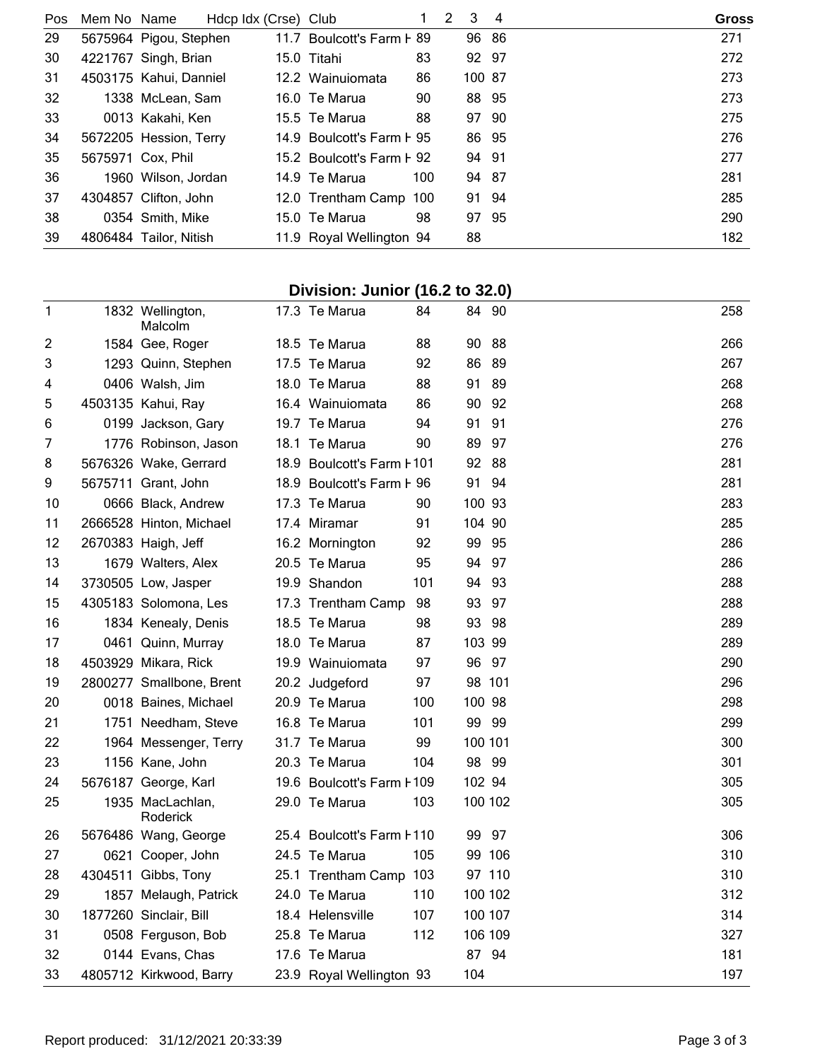| Pos | Mem No | Name | Hdcp Idx (Crse) | Club | 1 | 2 | 3 | 4 | Gross |
|---|---|---|---|---|---|---|---|---|---|
| 29 | 5675964 | Pigou, Stephen | 11.7 | Boulcott's Farm H | 89 | | 96 | 86 | 271 |
| 30 | 4221767 | Singh, Brian | 15.0 | Titahi | 83 | | 92 | 97 | 272 |
| 31 | 4503175 | Kahui, Danniel | 12.2 | Wainuiomata | 86 | | 100 | 87 | 273 |
| 32 | 1338 | McLean, Sam | 16.0 | Te Marua | 90 | | 88 | 95 | 273 |
| 33 | 0013 | Kakahi, Ken | 15.5 | Te Marua | 88 | | 97 | 90 | 275 |
| 34 | 5672205 | Hession, Terry | 14.9 | Boulcott's Farm H | 95 | | 86 | 95 | 276 |
| 35 | 5675971 | Cox, Phil | 15.2 | Boulcott's Farm H | 92 | | 94 | 91 | 277 |
| 36 | 1960 | Wilson, Jordan | 14.9 | Te Marua | 100 | | 94 | 87 | 281 |
| 37 | 4304857 | Clifton, John | 12.0 | Trentham Camp | 100 | | 91 | 94 | 285 |
| 38 | 0354 | Smith, Mike | 15.0 | Te Marua | 98 | | 97 | 95 | 290 |
| 39 | 4806484 | Tailor, Nitish | 11.9 | Royal Wellington | 94 | | 88 | | 182 |

## Division: Junior (16.2 to 32.0)

| Pos | Mem No | Name | Hdcp Idx (Crse) | Club | 1 | 2 | 3 | 4 | Gross |
|---|---|---|---|---|---|---|---|---|---|
| 1 | 1832 | Wellington, Malcolm | 17.3 | Te Marua | 84 | | 84 | 90 | 258 |
| 2 | 1584 | Gee, Roger | 18.5 | Te Marua | 88 | | 90 | 88 | 266 |
| 3 | 1293 | Quinn, Stephen | 17.5 | Te Marua | 92 | | 86 | 89 | 267 |
| 4 | 0406 | Walsh, Jim | 18.0 | Te Marua | 88 | | 91 | 89 | 268 |
| 5 | 4503135 | Kahui, Ray | 16.4 | Wainuiomata | 86 | | 90 | 92 | 268 |
| 6 | 0199 | Jackson, Gary | 19.7 | Te Marua | 94 | | 91 | 91 | 276 |
| 7 | 1776 | Robinson, Jason | 18.1 | Te Marua | 90 | | 89 | 97 | 276 |
| 8 | 5676326 | Wake, Gerrard | 18.9 | Boulcott's Farm H | 101 | | 92 | 88 | 281 |
| 9 | 5675711 | Grant, John | 18.9 | Boulcott's Farm H | 96 | | 91 | 94 | 281 |
| 10 | 0666 | Black, Andrew | 17.3 | Te Marua | 90 | | 100 | 93 | 283 |
| 11 | 2666528 | Hinton, Michael | 17.4 | Miramar | 91 | | 104 | 90 | 285 |
| 12 | 2670383 | Haigh, Jeff | 16.2 | Mornington | 92 | | 99 | 95 | 286 |
| 13 | 1679 | Walters, Alex | 20.5 | Te Marua | 95 | | 94 | 97 | 286 |
| 14 | 3730505 | Low, Jasper | 19.9 | Shandon | 101 | | 94 | 93 | 288 |
| 15 | 4305183 | Solomona, Les | 17.3 | Trentham Camp | 98 | | 93 | 97 | 288 |
| 16 | 1834 | Kenealy, Denis | 18.5 | Te Marua | 98 | | 93 | 98 | 289 |
| 17 | 0461 | Quinn, Murray | 18.0 | Te Marua | 87 | | 103 | 99 | 289 |
| 18 | 4503929 | Mikara, Rick | 19.9 | Wainuiomata | 97 | | 96 | 97 | 290 |
| 19 | 2800277 | Smallbone, Brent | 20.2 | Judgeford | 97 | | 98 | 101 | 296 |
| 20 | 0018 | Baines, Michael | 20.9 | Te Marua | 100 | | 100 | 98 | 298 |
| 21 | 1751 | Needham, Steve | 16.8 | Te Marua | 101 | | 99 | 99 | 299 |
| 22 | 1964 | Messenger, Terry | 31.7 | Te Marua | 99 | | 100 | 101 | 300 |
| 23 | 1156 | Kane, John | 20.3 | Te Marua | 104 | | 98 | 99 | 301 |
| 24 | 5676187 | George, Karl | 19.6 | Boulcott's Farm H | 109 | | 102 | 94 | 305 |
| 25 | 1935 | MacLachlan, Roderick | 29.0 | Te Marua | 103 | | 100 | 102 | 305 |
| 26 | 5676486 | Wang, George | 25.4 | Boulcott's Farm H | 110 | | 99 | 97 | 306 |
| 27 | 0621 | Cooper, John | 24.5 | Te Marua | 105 | | 99 | 106 | 310 |
| 28 | 4304511 | Gibbs, Tony | 25.1 | Trentham Camp | 103 | | 97 | 110 | 310 |
| 29 | 1857 | Melaugh, Patrick | 24.0 | Te Marua | 110 | | 100 | 102 | 312 |
| 30 | 1877260 | Sinclair, Bill | 18.4 | Helensville | 107 | | 100 | 107 | 314 |
| 31 | 0508 | Ferguson, Bob | 25.8 | Te Marua | 112 | | 106 | 109 | 327 |
| 32 | 0144 | Evans, Chas | 17.6 | Te Marua | | | 87 | 94 | 181 |
| 33 | 4805712 | Kirkwood, Barry | 23.9 | Royal Wellington | 93 | | 104 | | 197 |

Report produced: 31/12/2021 20:33:39